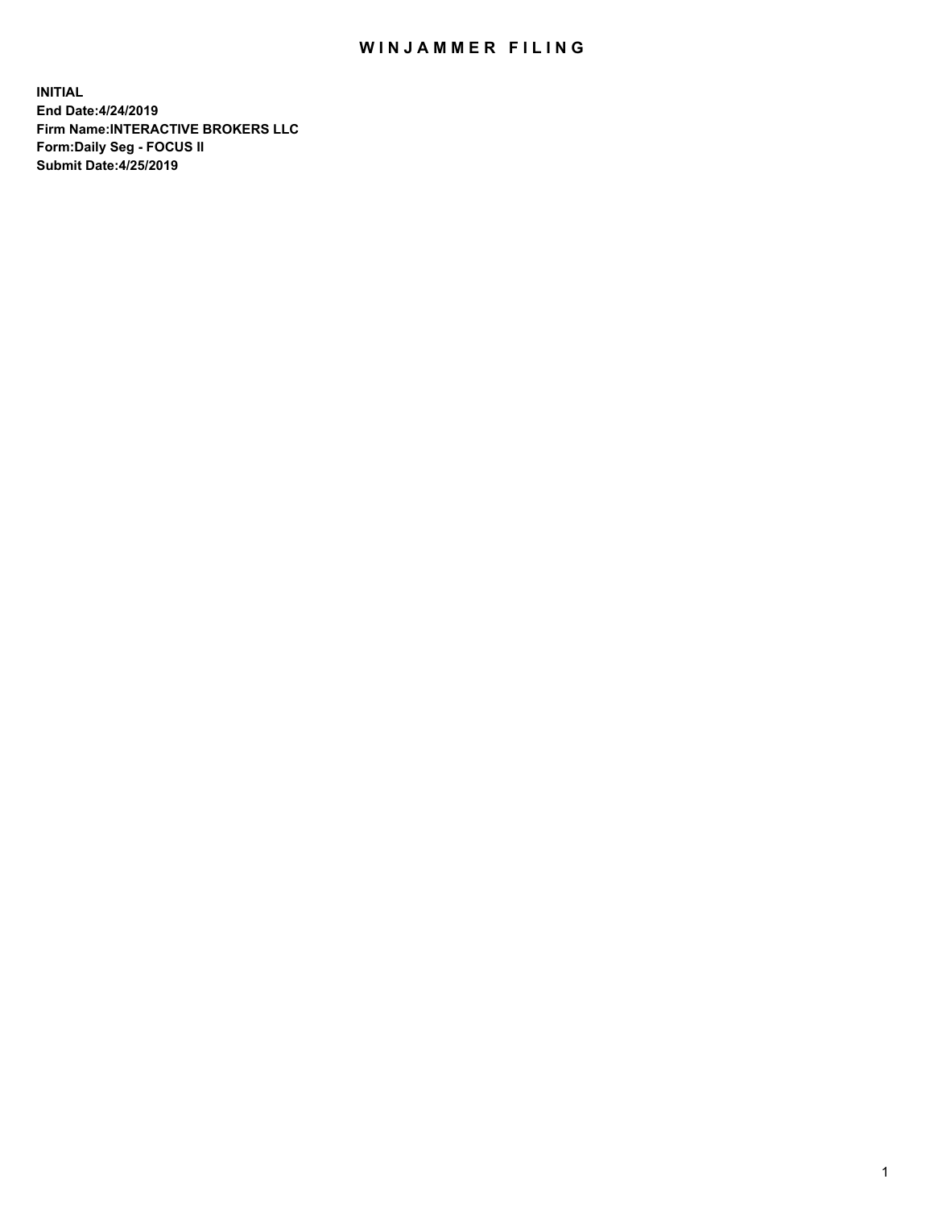# WINJAMMER FILING

**INITIAL**
**End Date:4/24/2019**
**Firm Name:INTERACTIVE BROKERS LLC**
**Form:Daily Seg - FOCUS II**
**Submit Date:4/25/2019**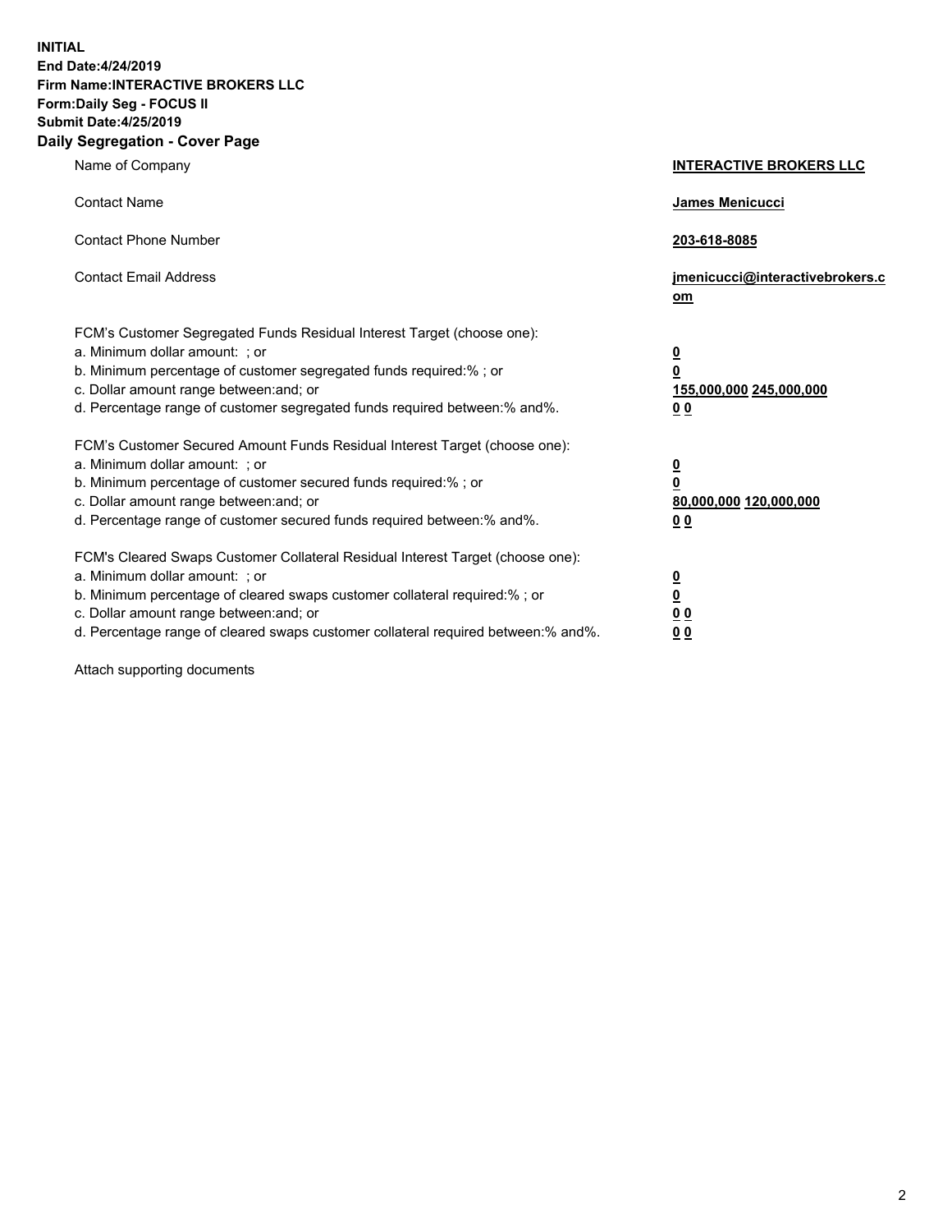**INITIAL**
**End Date:4/24/2019**
**Firm Name:INTERACTIVE BROKERS LLC**
**Form:Daily Seg - FOCUS II**
**Submit Date:4/25/2019**

## Daily Segregation - Cover Page

| | |
|---|---|
| Name of Company | **INTERACTIVE BROKERS LLC** |
| Contact Name | **James Menicucci** |
| Contact Phone Number | **203-618-8085** |
| Contact Email Address | **jmenicucci@interactivebrokers.com** |

FCM's Customer Segregated Funds Residual Interest Target (choose one):

| | |
|---|---|
| a. Minimum dollar amount: ; or | **0** |
| b. Minimum percentage of customer segregated funds required:% ; or | **0** |
| c. Dollar amount range between:and; or | **155,000,000 245,000,000** |
| d. Percentage range of customer segregated funds required between:% and%. | **0 0** |

FCM's Customer Secured Amount Funds Residual Interest Target (choose one):

| | |
|---|---|
| a. Minimum dollar amount: ; or | **0** |
| b. Minimum percentage of customer secured funds required:% ; or | **0** |
| c. Dollar amount range between:and; or | **80,000,000 120,000,000** |
| d. Percentage range of customer secured funds required between:% and%. | **0 0** |

FCM's Cleared Swaps Customer Collateral Residual Interest Target (choose one):

| | |
|---|---|
| a. Minimum dollar amount: ; or | **0** |
| b. Minimum percentage of cleared swaps customer collateral required:% ; or | **0** |
| c. Dollar amount range between:and; or | **0 0** |
| d. Percentage range of cleared swaps customer collateral required between:% and%. | **0 0** |

Attach supporting documents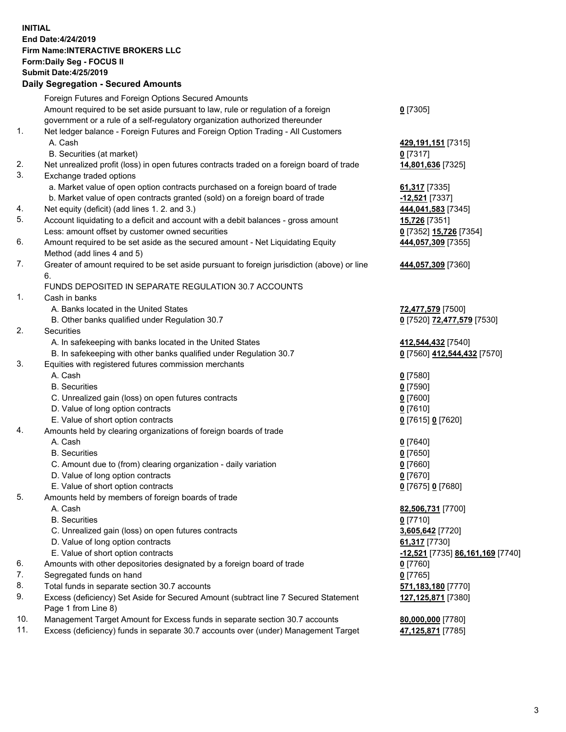**INITIAL**
**End Date:4/24/2019**
**Firm Name:INTERACTIVE BROKERS LLC**
**Form:Daily Seg - FOCUS II**
**Submit Date:4/25/2019**

## Daily Segregation - Secured Amounts

| | | |
|---|---|---|
| | Foreign Futures and Foreign Options Secured Amounts | |
| | Amount required to be set aside pursuant to law, rule or regulation of a foreign government or a rule of a self-regulatory organization authorized thereunder | **0** [7305] |
| 1. | Net ledger balance - Foreign Futures and Foreign Option Trading - All Customers | |
| | A. Cash | **429,191,151** [7315] |
| | B. Securities (at market) | **0** [7317] |
| 2. | Net unrealized profit (loss) in open futures contracts traded on a foreign board of trade | **14,801,636** [7325] |
| 3. | Exchange traded options | |
| | a. Market value of open option contracts purchased on a foreign board of trade | **61,317** [7335] |
| | b. Market value of open contracts granted (sold) on a foreign board of trade | **-12,521** [7337] |
| 4. | Net equity (deficit) (add lines 1. 2. and 3.) | **444,041,583** [7345] |
| 5. | Account liquidating to a deficit and account with a debit balances - gross amount | **15,726** [7351] |
| | Less: amount offset by customer owned securities | **0** [7352] **15,726** [7354] |
| 6. | Amount required to be set aside as the secured amount - Net Liquidating Equity Method (add lines 4 and 5) | **444,057,309** [7355] |
| 7. | Greater of amount required to be set aside pursuant to foreign jurisdiction (above) or line 6. | **444,057,309** [7360] |
| | FUNDS DEPOSITED IN SEPARATE REGULATION 30.7 ACCOUNTS | |
| 1. | Cash in banks | |
| | A. Banks located in the United States | **72,477,579** [7500] |
| | B. Other banks qualified under Regulation 30.7 | **0** [7520] **72,477,579** [7530] |
| 2. | Securities | |
| | A. In safekeeping with banks located in the United States | **412,544,432** [7540] |
| | B. In safekeeping with other banks qualified under Regulation 30.7 | **0** [7560] **412,544,432** [7570] |
| 3. | Equities with registered futures commission merchants | |
| | A. Cash | **0** [7580] |
| | B. Securities | **0** [7590] |
| | C. Unrealized gain (loss) on open futures contracts | **0** [7600] |
| | D. Value of long option contracts | **0** [7610] |
| | E. Value of short option contracts | **0** [7615] **0** [7620] |
| 4. | Amounts held by clearing organizations of foreign boards of trade | |
| | A. Cash | **0** [7640] |
| | B. Securities | **0** [7650] |
| | C. Amount due to (from) clearing organization - daily variation | **0** [7660] |
| | D. Value of long option contracts | **0** [7670] |
| | E. Value of short option contracts | **0** [7675] **0** [7680] |
| 5. | Amounts held by members of foreign boards of trade | |
| | A. Cash | **82,506,731** [7700] |
| | B. Securities | **0** [7710] |
| | C. Unrealized gain (loss) on open futures contracts | **3,605,642** [7720] |
| | D. Value of long option contracts | **61,317** [7730] |
| | E. Value of short option contracts | **-12,521** [7735] **86,161,169** [7740] |
| 6. | Amounts with other depositories designated by a foreign board of trade | **0** [7760] |
| 7. | Segregated funds on hand | **0** [7765] |
| 8. | Total funds in separate section 30.7 accounts | **571,183,180** [7770] |
| 9. | Excess (deficiency) Set Aside for Secured Amount (subtract line 7 Secured Statement Page 1 from Line 8) | **127,125,871** [7380] |
| 10. | Management Target Amount for Excess funds in separate section 30.7 accounts | **80,000,000** [7780] |
| 11. | Excess (deficiency) funds in separate 30.7 accounts over (under) Management Target | **47,125,871** [7785] |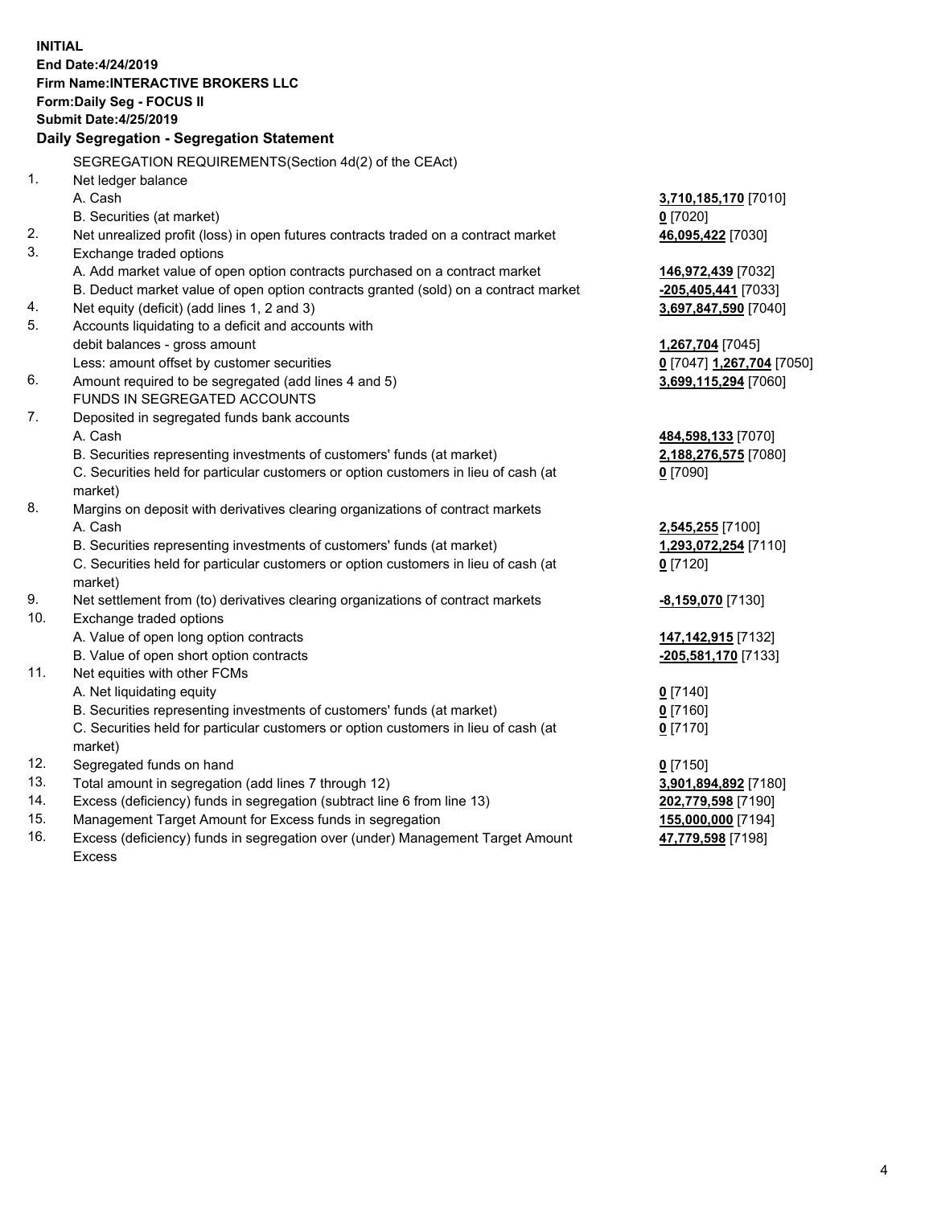**INITIAL**
**End Date:4/24/2019**
**Firm Name:INTERACTIVE BROKERS LLC**
**Form:Daily Seg - FOCUS II**
**Submit Date:4/25/2019**

## Daily Segregation - Segregation Statement

SEGREGATION REQUIREMENTS(Section 4d(2) of the CEAct)

| | | |
|---|---|---|
| 1. | Net ledger balance | |
| | A. Cash | **3,710,185,170** [7010] |
| | B. Securities (at market) | **0** [7020] |
| 2. | Net unrealized profit (loss) in open futures contracts traded on a contract market | **46,095,422** [7030] |
| 3. | Exchange traded options | |
| | A. Add market value of open option contracts purchased on a contract market | **146,972,439** [7032] |
| | B. Deduct market value of open option contracts granted (sold) on a contract market | **-205,405,441** [7033] |
| 4. | Net equity (deficit) (add lines 1, 2 and 3) | **3,697,847,590** [7040] |
| 5. | Accounts liquidating to a deficit and accounts with debit balances - gross amount | **1,267,704** [7045] |
| | Less: amount offset by customer securities | **0** [7047] **1,267,704** [7050] |
| 6. | Amount required to be segregated (add lines 4 and 5) | **3,699,115,294** [7060] |
| | FUNDS IN SEGREGATED ACCOUNTS | |
| 7. | Deposited in segregated funds bank accounts | |
| | A. Cash | **484,598,133** [7070] |
| | B. Securities representing investments of customers' funds (at market) | **2,188,276,575** [7080] |
| | C. Securities held for particular customers or option customers in lieu of cash (at market) | **0** [7090] |
| 8. | Margins on deposit with derivatives clearing organizations of contract markets | |
| | A. Cash | **2,545,255** [7100] |
| | B. Securities representing investments of customers' funds (at market) | **1,293,072,254** [7110] |
| | C. Securities held for particular customers or option customers in lieu of cash (at market) | **0** [7120] |
| 9. | Net settlement from (to) derivatives clearing organizations of contract markets | **-8,159,070** [7130] |
| 10. | Exchange traded options | |
| | A. Value of open long option contracts | **147,142,915** [7132] |
| | B. Value of open short option contracts | **-205,581,170** [7133] |
| 11. | Net equities with other FCMs | |
| | A. Net liquidating equity | **0** [7140] |
| | B. Securities representing investments of customers' funds (at market) | **0** [7160] |
| | C. Securities held for particular customers or option customers in lieu of cash (at market) | **0** [7170] |
| 12. | Segregated funds on hand | **0** [7150] |
| 13. | Total amount in segregation (add lines 7 through 12) | **3,901,894,892** [7180] |
| 14. | Excess (deficiency) funds in segregation (subtract line 6 from line 13) | **202,779,598** [7190] |
| 15. | Management Target Amount for Excess funds in segregation | **155,000,000** [7194] |
| 16. | Excess (deficiency) funds in segregation over (under) Management Target Amount Excess | **47,779,598** [7198] |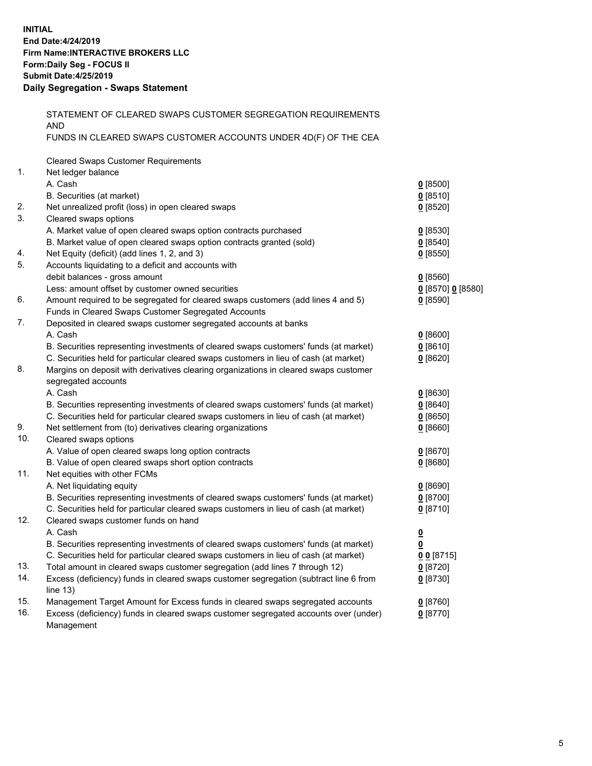**INITIAL**
**End Date:4/24/2019**
**Firm Name:INTERACTIVE BROKERS LLC**
**Form:Daily Seg - FOCUS II**
**Submit Date:4/25/2019**
**Daily Segregation - Swaps Statement**

STATEMENT OF CLEARED SWAPS CUSTOMER SEGREGATION REQUIREMENTS AND
FUNDS IN CLEARED SWAPS CUSTOMER ACCOUNTS UNDER 4D(F) OF THE CEA

| | | |
|---|---|---|
| | Cleared Swaps Customer Requirements | |
| 1. | Net ledger balance | |
| | A. Cash | 0 [8500] |
| | B. Securities (at market) | 0 [8510] |
| 2. | Net unrealized profit (loss) in open cleared swaps | 0 [8520] |
| 3. | Cleared swaps options | |
| | A. Market value of open cleared swaps option contracts purchased | 0 [8530] |
| | B. Market value of open cleared swaps option contracts granted (sold) | 0 [8540] |
| 4. | Net Equity (deficit) (add lines 1, 2, and 3) | 0 [8550] |
| 5. | Accounts liquidating to a deficit and accounts with | |
| | debit balances - gross amount | 0 [8560] |
| | Less: amount offset by customer owned securities | 0 [8570] 0 [8580] |
| 6. | Amount required to be segregated for cleared swaps customers (add lines 4 and 5) | 0 [8590] |
| | Funds in Cleared Swaps Customer Segregated Accounts | |
| 7. | Deposited in cleared swaps customer segregated accounts at banks | |
| | A. Cash | 0 [8600] |
| | B. Securities representing investments of cleared swaps customers' funds (at market) | 0 [8610] |
| | C. Securities held for particular cleared swaps customers in lieu of cash (at market) | 0 [8620] |
| 8. | Margins on deposit with derivatives clearing organizations in cleared swaps customer segregated accounts | |
| | A. Cash | 0 [8630] |
| | B. Securities representing investments of cleared swaps customers' funds (at market) | 0 [8640] |
| | C. Securities held for particular cleared swaps customers in lieu of cash (at market) | 0 [8650] |
| 9. | Net settlement from (to) derivatives clearing organizations | 0 [8660] |
| 10. | Cleared swaps options | |
| | A. Value of open cleared swaps long option contracts | 0 [8670] |
| | B. Value of open cleared swaps short option contracts | 0 [8680] |
| 11. | Net equities with other FCMs | |
| | A. Net liquidating equity | 0 [8690] |
| | B. Securities representing investments of cleared swaps customers' funds (at market) | 0 [8700] |
| | C. Securities held for particular cleared swaps customers in lieu of cash (at market) | 0 [8710] |
| 12. | Cleared swaps customer funds on hand | |
| | A. Cash | 0 |
| | B. Securities representing investments of cleared swaps customers' funds (at market) | 0 |
| | C. Securities held for particular cleared swaps customers in lieu of cash (at market) | 0 0 [8715] |
| 13. | Total amount in cleared swaps customer segregation (add lines 7 through 12) | 0 [8720] |
| 14. | Excess (deficiency) funds in cleared swaps customer segregation (subtract line 6 from line 13) | 0 [8730] |
| 15. | Management Target Amount for Excess funds in cleared swaps segregated accounts | 0 [8760] |
| 16. | Excess (deficiency) funds in cleared swaps customer segregated accounts over (under) Management | 0 [8770] |